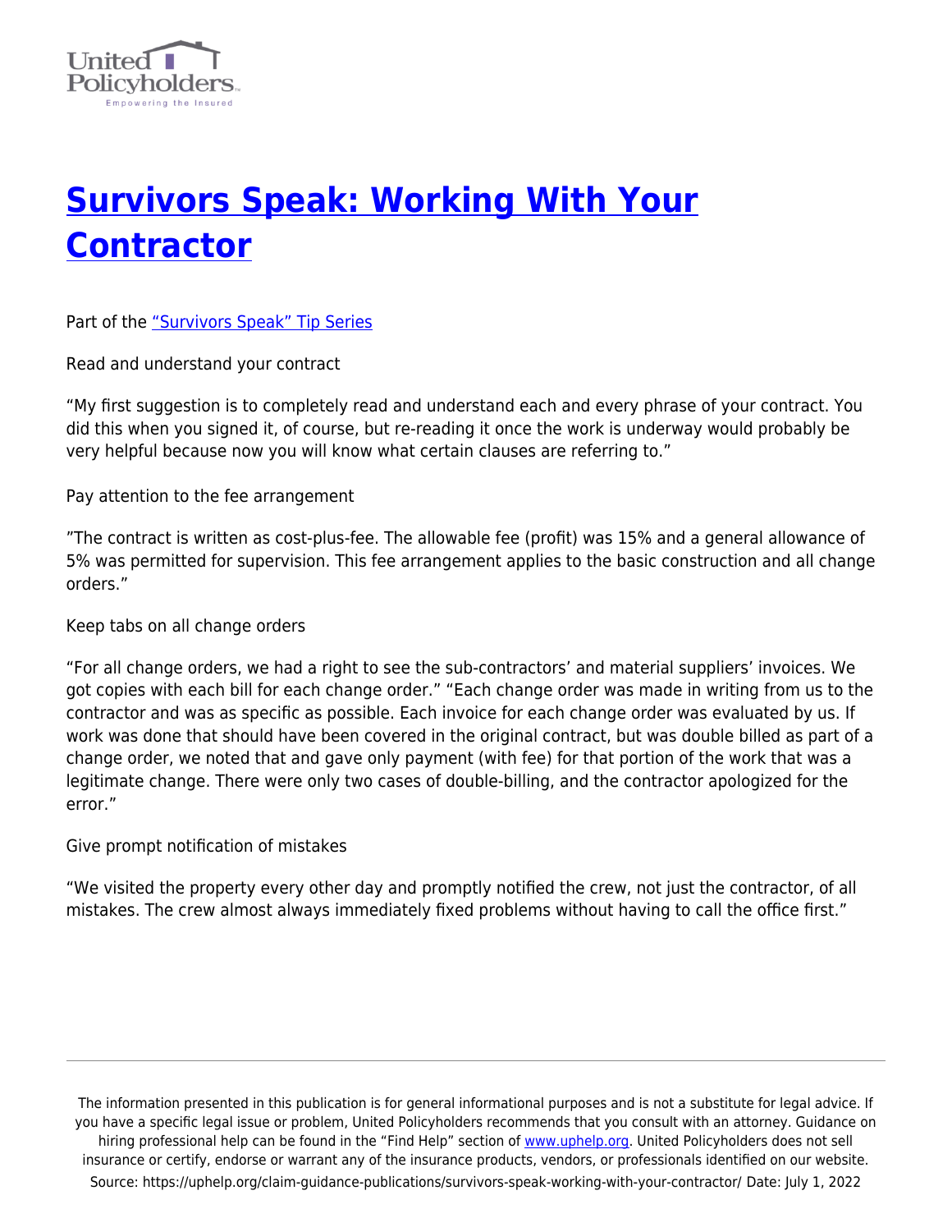# Survivors Speak: Working With Your Contractor

Part of the "Survivors Speak" Tip Series

Read and understand your contract

"My first suggestion is to completely read and understand each and every phrase of your contract. You did this when you signed it, of course, but re-reading it once the work is underway would probably be very helpful because now you will know what certain clauses are referring to."

Pay attention to the fee arrangement

"The contract is written as cost-plus-fee. The allowable fee (profit) was 15% and a general allowance of 5% was permitted for supervision. This fee arrangement applies to the basic construction and all change orders."

Keep tabs on all change orders

"For all change orders, we had a right to see the sub-contractors' and material suppliers' invoices. We got copies with each bill for each change order." "Each change order was made in writing from us to the contractor and was as specific as possible. Each invoice for each change order was evaluated by us. If work was done that should have been covered in the original contract, but was double billed as part of a change order, we noted that and gave only payment (with fee) for that portion of the work that was a legitimate change. There were only two cases of double-billing, and the contractor apologized for the error."

Give prompt notification of mistakes

"We visited the property every other day and promptly notified the crew, not just the contractor, of all mistakes. The crew almost always immediately fixed problems without having to call the office first."

The information presented in this publication is for general informational purposes and is not a substitute for legal advice. If you have a specific legal issue or problem, United Policyholders recommends that you consult with an attorney. Guidance on hiring professional help can be found in the "Find Help" section of www.uphelp.org. United Policyholders does not sell insurance or certify, endorse or warrant any of the insurance products, vendors, or professionals identified on our website.
Source: https://uphelp.org/claim-guidance-publications/survivors-speak-working-with-your-contractor/ Date: July 1, 2022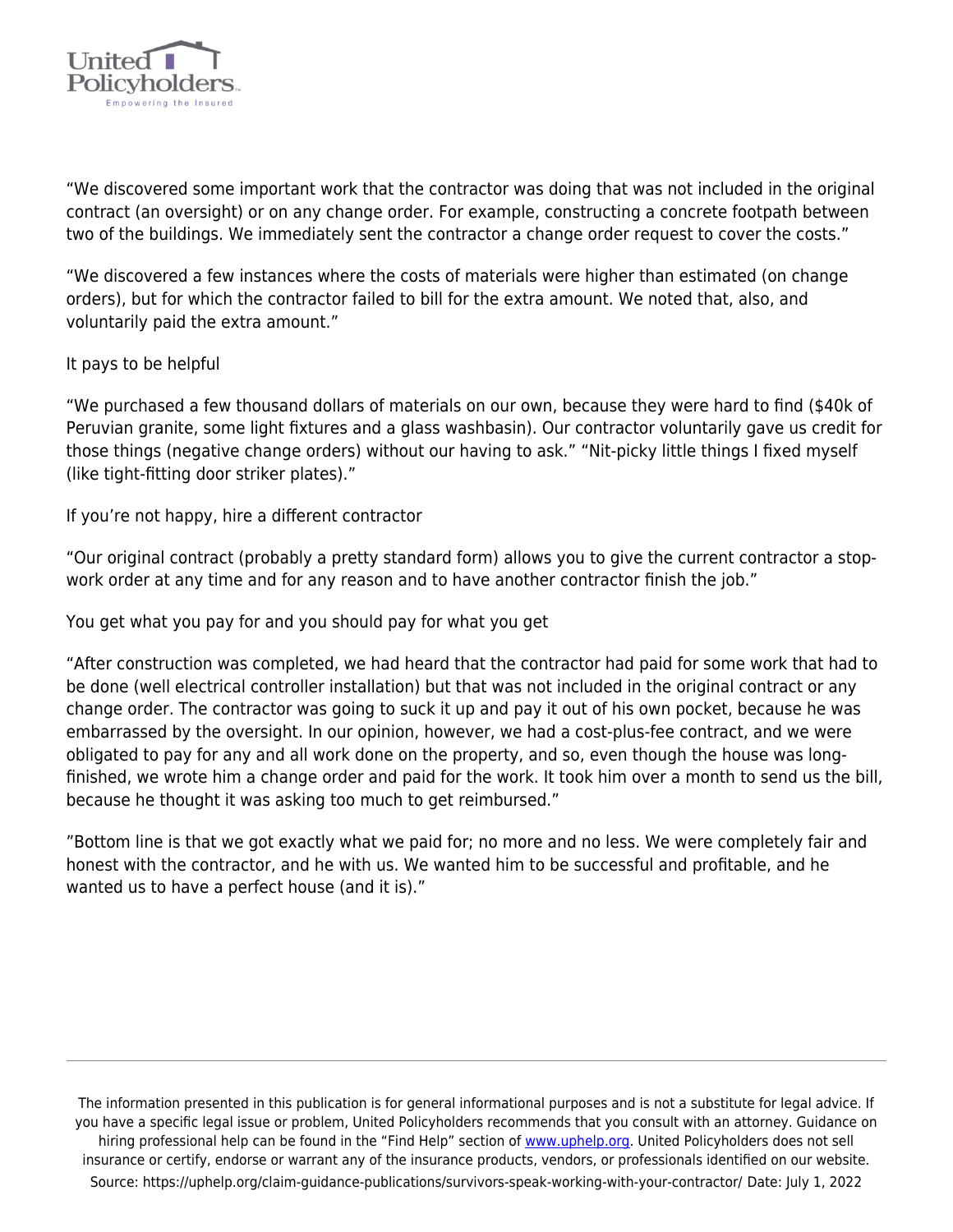"We discovered some important work that the contractor was doing that was not included in the original contract (an oversight) or on any change order. For example, constructing a concrete footpath between two of the buildings. We immediately sent the contractor a change order request to cover the costs."

"We discovered a few instances where the costs of materials were higher than estimated (on change orders), but for which the contractor failed to bill for the extra amount. We noted that, also, and voluntarily paid the extra amount."

## It pays to be helpful

"We purchased a few thousand dollars of materials on our own, because they were hard to find ($40k of Peruvian granite, some light fixtures and a glass washbasin). Our contractor voluntarily gave us credit for those things (negative change orders) without our having to ask." "Nit-picky little things I fixed myself (like tight-fitting door striker plates)."

## If you're not happy, hire a different contractor

"Our original contract (probably a pretty standard form) allows you to give the current contractor a stop-work order at any time and for any reason and to have another contractor finish the job."

## You get what you pay for and you should pay for what you get

"After construction was completed, we had heard that the contractor had paid for some work that had to be done (well electrical controller installation) but that was not included in the original contract or any change order. The contractor was going to suck it up and pay it out of his own pocket, because he was embarrassed by the oversight. In our opinion, however, we had a cost-plus-fee contract, and we were obligated to pay for any and all work done on the property, and so, even though the house was long-finished, we wrote him a change order and paid for the work. It took him over a month to send us the bill, because he thought it was asking too much to get reimbursed."

"Bottom line is that we got exactly what we paid for; no more and no less. We were completely fair and honest with the contractor, and he with us. We wanted him to be successful and profitable, and he wanted us to have a perfect house (and it is)."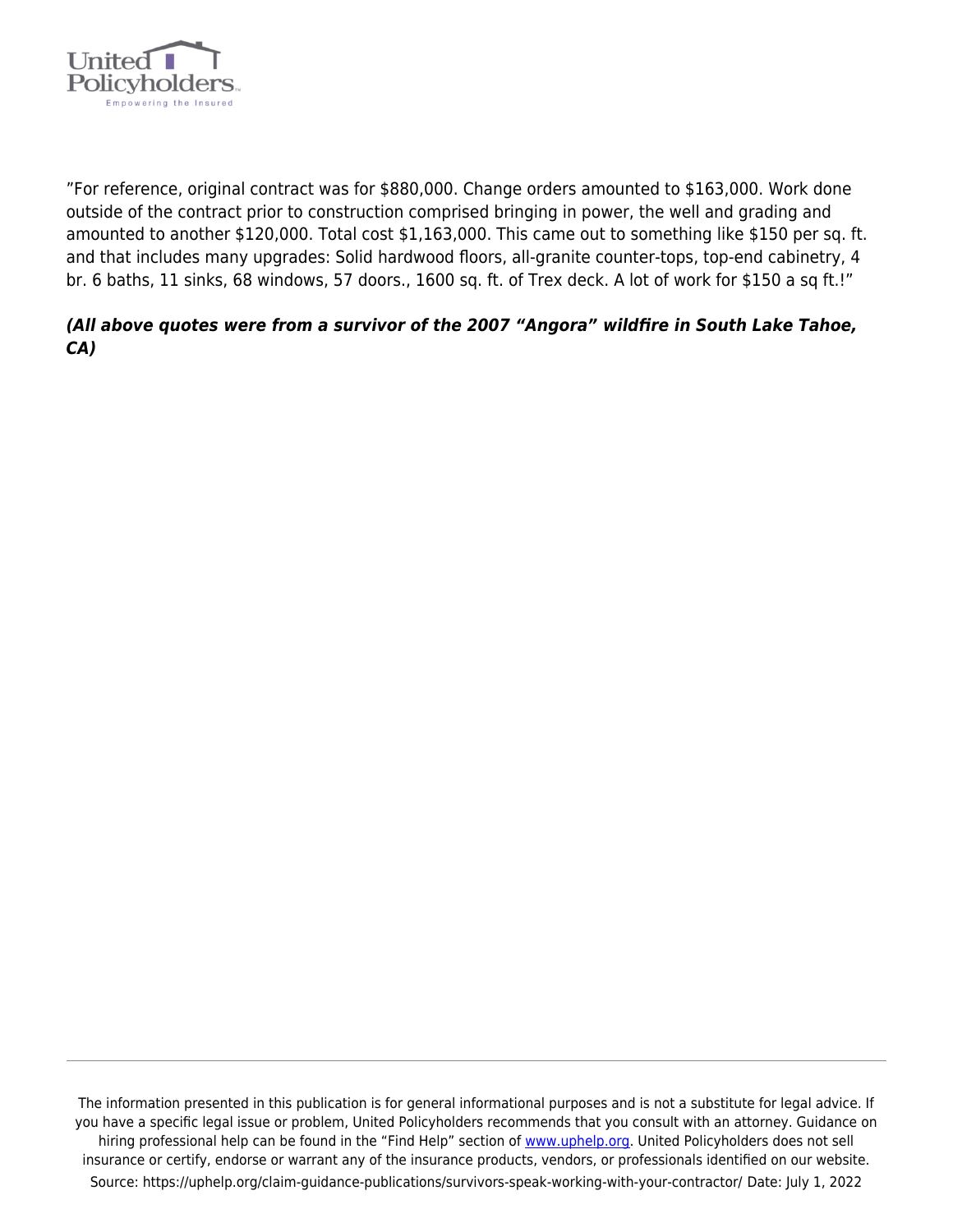"For reference, original contract was for $880,000. Change orders amounted to $163,000. Work done outside of the contract prior to construction comprised bringing in power, the well and grading and amounted to another $120,000. Total cost $1,163,000. This came out to something like $150 per sq. ft. and that includes many upgrades: Solid hardwood floors, all-granite counter-tops, top-end cabinetry, 4 br. 6 baths, 11 sinks, 68 windows, 57 doors., 1600 sq. ft. of Trex deck. A lot of work for $150 a sq ft.!"

***(All above quotes were from a survivor of the 2007 "Angora" wildfire in South Lake Tahoe, CA)***

The information presented in this publication is for general informational purposes and is not a substitute for legal advice. If you have a specific legal issue or problem, United Policyholders recommends that you consult with an attorney. Guidance on hiring professional help can be found in the "Find Help" section of www.uphelp.org. United Policyholders does not sell insurance or certify, endorse or warrant any of the insurance products, vendors, or professionals identified on our website.

Source: https://uphelp.org/claim-guidance-publications/survivors-speak-working-with-your-contractor/ Date: July 1, 2022